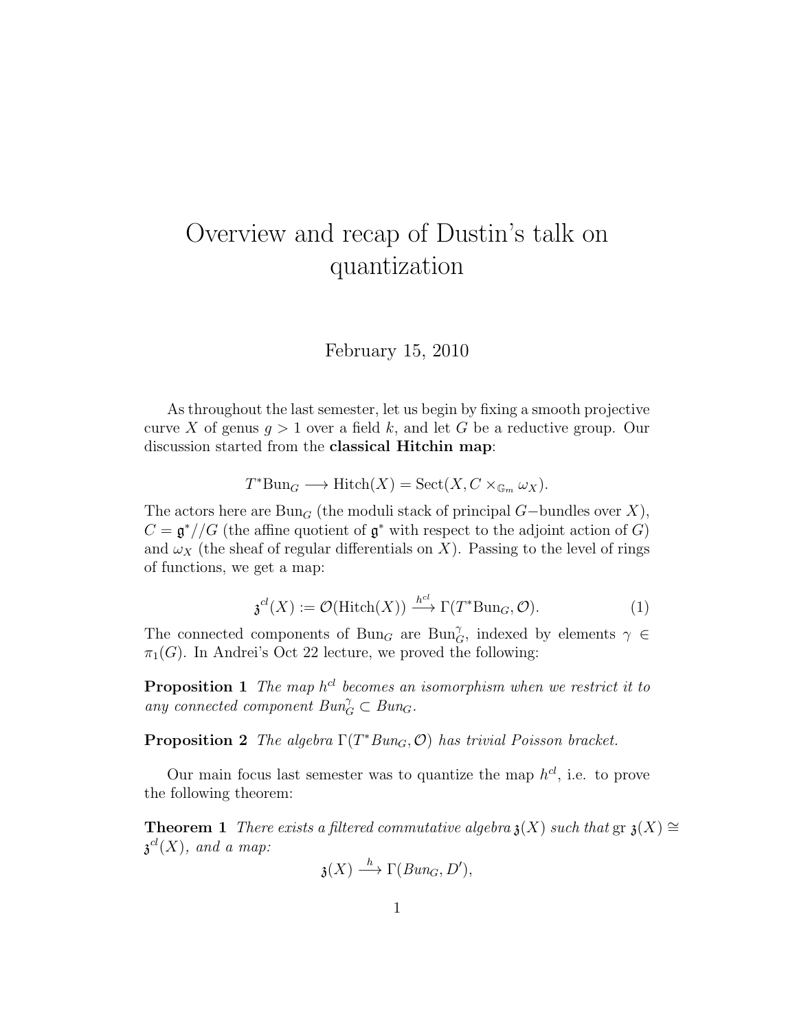# Overview and recap of Dustin's talk on quantization

February 15, 2010

As throughout the last semester, let us begin by fixing a smooth projective curve $X$ of genus $g > 1$ over a field $k$, and let $G$ be a reductive group. Our discussion started from the **classical Hitchin map**:

$$T^*\text{Bun}_G \longrightarrow \text{Hitch}(X) = \text{Sect}(X, C \times_{\mathbb{G}_m} \omega_X).$$

The actors here are $\text{Bun}_G$ (the moduli stack of principal $G-$bundles over $X$), $C = \mathfrak{g}^*//G$ (the affine quotient of $\mathfrak{g}^*$ with respect to the adjoint action of $G$) and $\omega_X$ (the sheaf of regular differentials on $X$). Passing to the level of rings of functions, we get a map:

$$\mathfrak{z}^{cl}(X) := \mathcal{O}(\text{Hitch}(X)) \xrightarrow{h^{cl}} \Gamma(T^*\text{Bun}_G, \mathcal{O}). \tag{1}$$

The connected components of $\text{Bun}_G$ are $\text{Bun}_G^\gamma$, indexed by elements $\gamma \in \pi_1(G)$. In Andrei's Oct 22 lecture, we proved the following:

**Proposition 1** *The map $h^{cl}$ becomes an isomorphism when we restrict it to any connected component $Bun_G^\gamma \subset Bun_G$.*

**Proposition 2** *The algebra $\Gamma(T^*Bun_G, \mathcal{O})$ has trivial Poisson bracket.*

Our main focus last semester was to quantize the map $h^{cl}$, i.e. to prove the following theorem:

**Theorem 1** *There exists a filtered commutative algebra $\mathfrak{z}(X)$ such that $\text{gr } \mathfrak{z}(X) \cong \mathfrak{z}^{cl}(X)$, and a map:*

$$\mathfrak{z}(X) \xrightarrow{h} \Gamma(Bun_G, D'),$$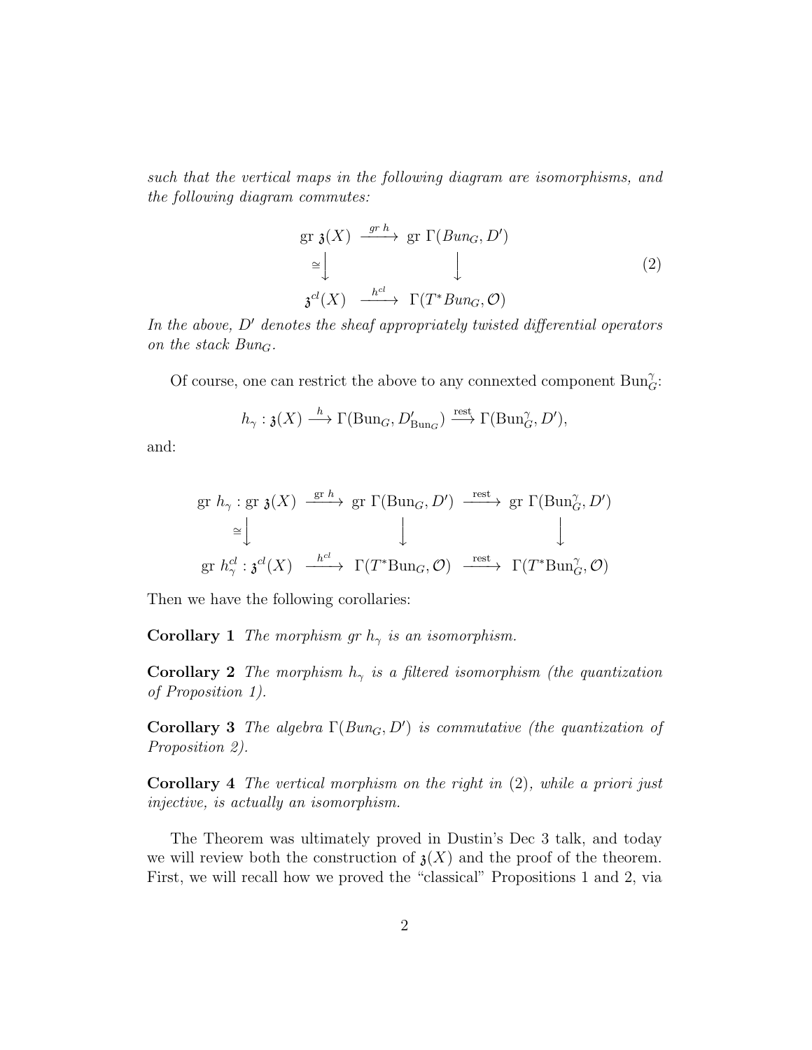*such that the vertical maps in the following diagram are isomorphisms, and the following diagram commutes:*

$$
\begin{array}{ccc}
\text{gr } \mathfrak{z}(X) & \xrightarrow{gr\ h} & \text{gr } \Gamma(Bun_G, D') \\
\cong \downarrow & & \downarrow \\
\mathfrak{z}^{cl}(X) & \xrightarrow{h^{cl}} & \Gamma(T^* Bun_G, \mathcal{O})
\end{array}
\tag{2}
$$

*In the above, $D'$ denotes the sheaf appropriately twisted differential operators on the stack $Bun_G$.*

Of course, one can restrict the above to any connexted component $\text{Bun}_G^\gamma$:

$$h_\gamma : \mathfrak{z}(X) \xrightarrow{h} \Gamma(\text{Bun}_G, D'_{\text{Bun}_G}) \xrightarrow{\text{rest}} \Gamma(\text{Bun}_G^\gamma, D'),$$

and:

$$
\begin{array}{ccccc}
\text{gr } h_\gamma : \text{gr } \mathfrak{z}(X) & \xrightarrow{\text{gr } h} & \text{gr } \Gamma(\text{Bun}_G, D') & \xrightarrow{\text{rest}} & \text{gr } \Gamma(\text{Bun}_G^\gamma, D') \\
\cong \downarrow & & \downarrow & & \downarrow \\
\text{gr } h_\gamma^{cl} : \mathfrak{z}^{cl}(X) & \xrightarrow{h^{cl}} & \Gamma(T^*\text{Bun}_G, \mathcal{O}) & \xrightarrow{\text{rest}} & \Gamma(T^*\text{Bun}_G^\gamma, \mathcal{O})
\end{array}
$$

Then we have the following corollaries:

**Corollary 1** *The morphism gr $h_\gamma$ is an isomorphism.*

**Corollary 2** *The morphism $h_\gamma$ is a filtered isomorphism (the quantization of Proposition 1).*

**Corollary 3** *The algebra $\Gamma(Bun_G, D')$ is commutative (the quantization of Proposition 2).*

**Corollary 4** *The vertical morphism on the right in* (2)*, while a priori just injective, is actually an isomorphism.*

The Theorem was ultimately proved in Dustin's Dec 3 talk, and today we will review both the construction of $\mathfrak{z}(X)$ and the proof of the theorem. First, we will recall how we proved the "classical" Propositions 1 and 2, via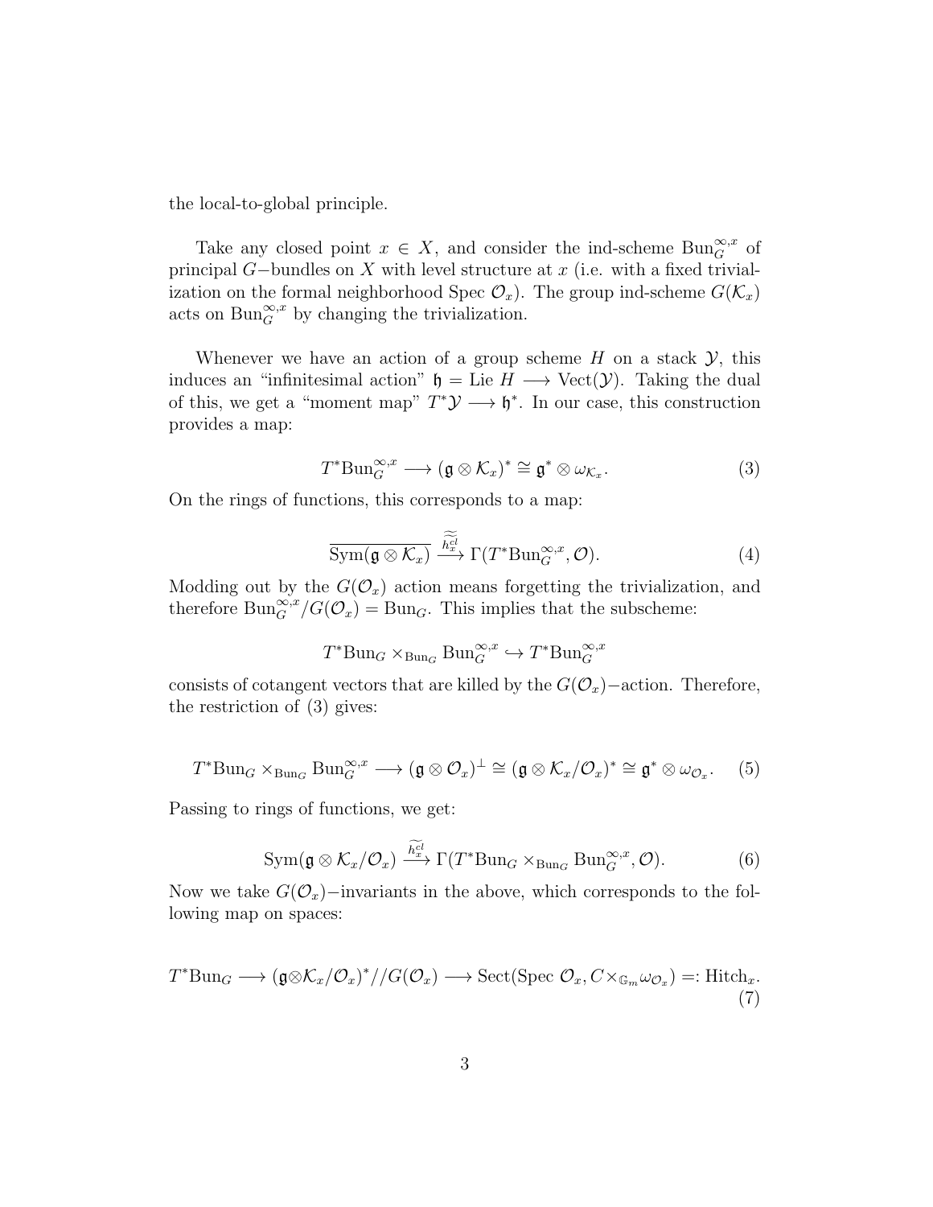the local-to-global principle.

Take any closed point $x \in X$, and consider the ind-scheme $\mathrm{Bun}_G^{\infty,x}$ of principal $G-$bundles on $X$ with level structure at $x$ (i.e. with a fixed trivialization on the formal neighborhood Spec $\mathcal{O}_x$). The group ind-scheme $G(\mathcal{K}_x)$ acts on $\mathrm{Bun}_G^{\infty,x}$ by changing the trivialization.

Whenever we have an action of a group scheme $H$ on a stack $\mathcal{Y}$, this induces an "infinitesimal action" $\mathfrak{h} = \mathrm{Lie}\ H \longrightarrow \mathrm{Vect}(\mathcal{Y})$. Taking the dual of this, we get a "moment map" $T^*\mathcal{Y} \longrightarrow \mathfrak{h}^*$. In our case, this construction provides a map:

$$T^*\mathrm{Bun}_G^{\infty,x} \longrightarrow (\mathfrak{g} \otimes \mathcal{K}_x)^* \cong \mathfrak{g}^* \otimes \omega_{\mathcal{K}_x}. \tag{3}$$

On the rings of functions, this corresponds to a map:

$$\overline{\mathrm{Sym}(\mathfrak{g} \otimes \mathcal{K}_x)} \xrightarrow{\widetilde{\widetilde{h_x^{cl}}}} \Gamma(T^*\mathrm{Bun}_G^{\infty,x}, \mathcal{O}). \tag{4}$$

Modding out by the $G(\mathcal{O}_x)$ action means forgetting the trivialization, and therefore $\mathrm{Bun}_G^{\infty,x}/G(\mathcal{O}_x) = \mathrm{Bun}_G$. This implies that the subscheme:

$$T^*\mathrm{Bun}_G \times_{\mathrm{Bun}_G} \mathrm{Bun}_G^{\infty,x} \hookrightarrow T^*\mathrm{Bun}_G^{\infty,x}$$

consists of cotangent vectors that are killed by the $G(\mathcal{O}_x)-$action. Therefore, the restriction of (3) gives:

$$T^*\mathrm{Bun}_G \times_{\mathrm{Bun}_G} \mathrm{Bun}_G^{\infty,x} \longrightarrow (\mathfrak{g} \otimes \mathcal{O}_x)^\perp \cong (\mathfrak{g} \otimes \mathcal{K}_x/\mathcal{O}_x)^* \cong \mathfrak{g}^* \otimes \omega_{\mathcal{O}_x}. \tag{5}$$

Passing to rings of functions, we get:

$$\mathrm{Sym}(\mathfrak{g} \otimes \mathcal{K}_x/\mathcal{O}_x) \xrightarrow{\widetilde{h_x^{cl}}} \Gamma(T^*\mathrm{Bun}_G \times_{\mathrm{Bun}_G} \mathrm{Bun}_G^{\infty,x}, \mathcal{O}). \tag{6}$$

Now we take $G(\mathcal{O}_x)-$invariants in the above, which corresponds to the following map on spaces:

$$T^*\mathrm{Bun}_G \longrightarrow (\mathfrak{g} \otimes \mathcal{K}_x/\mathcal{O}_x)^*//G(\mathcal{O}_x) \longrightarrow \mathrm{Sect}(\mathrm{Spec}\ \mathcal{O}_x, C \times_{\mathbb{G}_m} \omega_{\mathcal{O}_x}) =: \mathrm{Hitch}_x. \tag{7}$$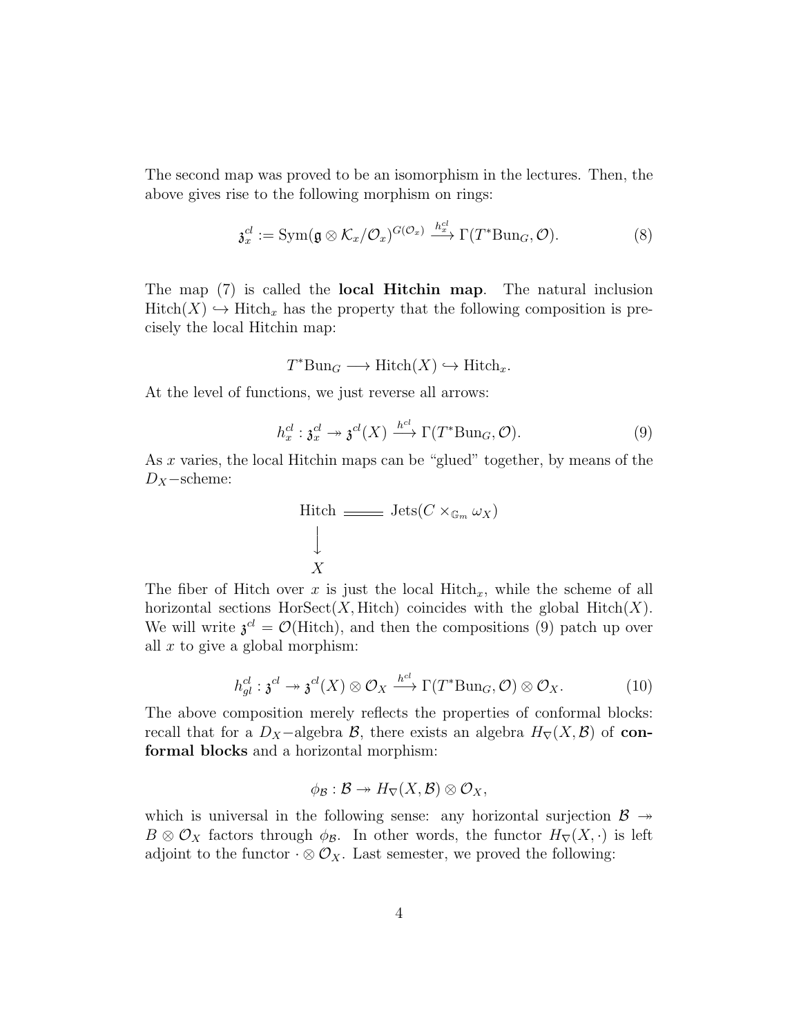The second map was proved to be an isomorphism in the lectures. Then, the above gives rise to the following morphism on rings:

$$\mathfrak{z}_x^{cl} := \mathrm{Sym}(\mathfrak{g} \otimes \mathcal{K}_x/\mathcal{O}_x)^{G(\mathcal{O}_x)} \xrightarrow{h_x^{cl}} \Gamma(T^*\mathrm{Bun}_G, \mathcal{O}). \tag{8}$$

The map (7) is called the **local Hitchin map**. The natural inclusion $\mathrm{Hitch}(X) \hookrightarrow \mathrm{Hitch}_x$ has the property that the following composition is precisely the local Hitchin map:

$$T^*\mathrm{Bun}_G \longrightarrow \mathrm{Hitch}(X) \hookrightarrow \mathrm{Hitch}_x.$$

At the level of functions, we just reverse all arrows:

$$h_x^{cl} : \mathfrak{z}_x^{cl} \twoheadrightarrow \mathfrak{z}^{cl}(X) \xrightarrow{h^{cl}} \Gamma(T^*\mathrm{Bun}_G, \mathcal{O}). \tag{9}$$

As $x$ varies, the local Hitchin maps can be "glued" together, by means of the $D_X-$scheme:

$$\begin{array}{ccc} \mathrm{Hitch} & = & \mathrm{Jets}(C \times_{\mathbb{G}_m} \omega_X) \\ \downarrow & & \\ X & & \end{array}$$

The fiber of Hitch over $x$ is just the local $\mathrm{Hitch}_x$, while the scheme of all horizontal sections $\mathrm{HorSect}(X, \mathrm{Hitch})$ coincides with the global $\mathrm{Hitch}(X)$. We will write $\mathfrak{z}^{cl} = \mathcal{O}(\mathrm{Hitch})$, and then the compositions (9) patch up over all $x$ to give a global morphism:

$$h_{gl}^{cl} : \mathfrak{z}^{cl} \twoheadrightarrow \mathfrak{z}^{cl}(X) \otimes \mathcal{O}_X \xrightarrow{h^{cl}} \Gamma(T^*\mathrm{Bun}_G, \mathcal{O}) \otimes \mathcal{O}_X. \tag{10}$$

The above composition merely reflects the properties of conformal blocks: recall that for a $D_X-$algebra $\mathcal{B}$, there exists an algebra $H_\nabla(X, \mathcal{B})$ of **conformal blocks** and a horizontal morphism:

$$\phi_{\mathcal{B}} : \mathcal{B} \twoheadrightarrow H_\nabla(X, \mathcal{B}) \otimes \mathcal{O}_X,$$

which is universal in the following sense: any horizontal surjection $\mathcal{B} \twoheadrightarrow B \otimes \mathcal{O}_X$ factors through $\phi_{\mathcal{B}}$. In other words, the functor $H_\nabla(X, \cdot)$ is left adjoint to the functor $\cdot \otimes \mathcal{O}_X$. Last semester, we proved the following: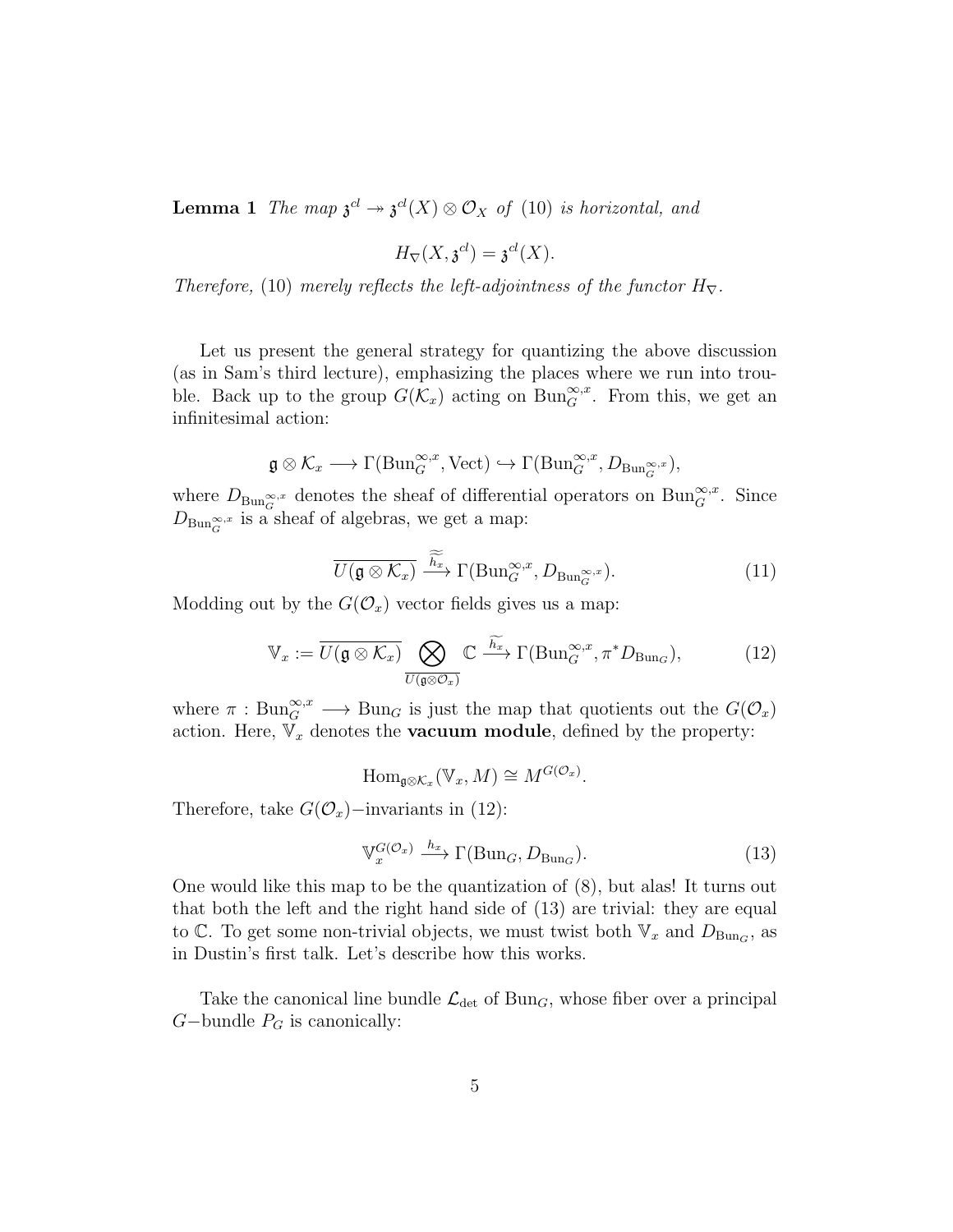**Lemma 1** *The map $\mathfrak{z}^{cl} \twoheadrightarrow \mathfrak{z}^{cl}(X) \otimes \mathcal{O}_X$ of* (10) *is horizontal, and*

$$H_\nabla(X, \mathfrak{z}^{cl}) = \mathfrak{z}^{cl}(X).$$

*Therefore,* (10) *merely reflects the left-adjointness of the functor $H_\nabla$.*

Let us present the general strategy for quantizing the above discussion (as in Sam's third lecture), emphasizing the places where we run into trouble. Back up to the group $G(\mathcal{K}_x)$ acting on $\mathrm{Bun}_G^{\infty,x}$. From this, we get an infinitesimal action:

$$\mathfrak{g} \otimes \mathcal{K}_x \longrightarrow \Gamma(\mathrm{Bun}_G^{\infty,x}, \mathrm{Vect}) \hookrightarrow \Gamma(\mathrm{Bun}_G^{\infty,x}, D_{\mathrm{Bun}_G^{\infty,x}}),$$

where $D_{\mathrm{Bun}_G^{\infty,x}}$ denotes the sheaf of differential operators on $\mathrm{Bun}_G^{\infty,x}$. Since $D_{\mathrm{Bun}_G^{\infty,x}}$ is a sheaf of algebras, we get a map:

$$\overline{U(\mathfrak{g} \otimes \mathcal{K}_x)} \xrightarrow{\widetilde{\widetilde{h_x}}} \Gamma(\mathrm{Bun}_G^{\infty,x}, D_{\mathrm{Bun}_G^{\infty,x}}). \tag{11}$$

Modding out by the $G(\mathcal{O}_x)$ vector fields gives us a map:

$$\mathbb{V}_x := \overline{U(\mathfrak{g} \otimes \mathcal{K}_x)} \bigotimes_{\overline{U(\mathfrak{g} \otimes \mathcal{O}_x)}} \mathbb{C} \xrightarrow{\widetilde{h_x}} \Gamma(\mathrm{Bun}_G^{\infty,x}, \pi^* D_{\mathrm{Bun}_G}), \tag{12}$$

where $\pi : \mathrm{Bun}_G^{\infty,x} \longrightarrow \mathrm{Bun}_G$ is just the map that quotients out the $G(\mathcal{O}_x)$ action. Here, $\mathbb{V}_x$ denotes the **vacuum module**, defined by the property:

$$\mathrm{Hom}_{\mathfrak{g} \otimes \mathcal{K}_x}(\mathbb{V}_x, M) \cong M^{G(\mathcal{O}_x)}.$$

Therefore, take $G(\mathcal{O}_x)-$invariants in (12):

$$\mathbb{V}_x^{G(\mathcal{O}_x)} \xrightarrow{h_x} \Gamma(\mathrm{Bun}_G, D_{\mathrm{Bun}_G}). \tag{13}$$

One would like this map to be the quantization of (8), but alas! It turns out that both the left and the right hand side of (13) are trivial: they are equal to $\mathbb{C}$. To get some non-trivial objects, we must twist both $\mathbb{V}_x$ and $D_{\mathrm{Bun}_G}$, as in Dustin's first talk. Let's describe how this works.

Take the canonical line bundle $\mathcal{L}_{\det}$ of $\mathrm{Bun}_G$, whose fiber over a principal $G-$bundle $P_G$ is canonically: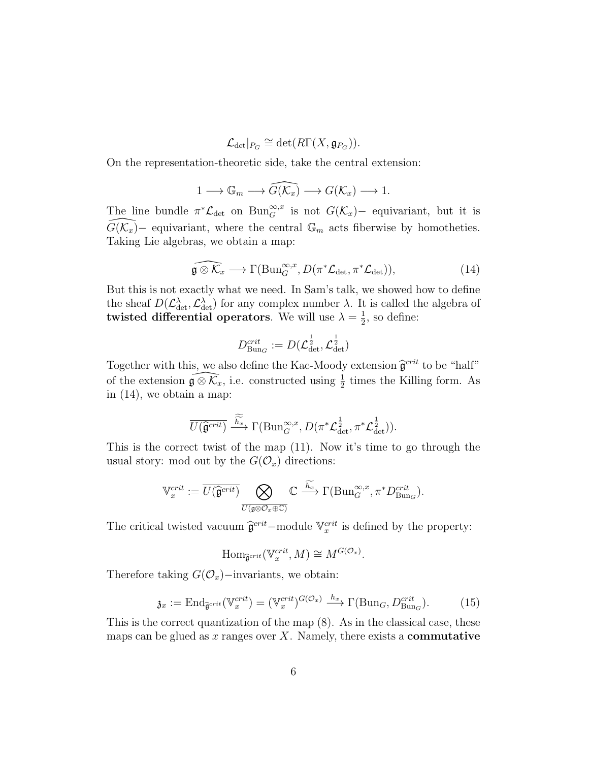$$\mathcal{L}_{\det}|_{P_G} \cong \det(R\Gamma(X, \mathfrak{g}_{P_G})).$$

On the representation-theoretic side, take the central extension:

$$1 \longrightarrow \mathbb{G}_m \longrightarrow \widehat{G(\mathcal{K}_x)} \longrightarrow G(\mathcal{K}_x) \longrightarrow 1.$$

The line bundle $\pi^*\mathcal{L}_{\det}$ on $\mathrm{Bun}_G^{\infty,x}$ is not $G(\mathcal{K}_x)-$ equivariant, but it is $\widehat{G(\mathcal{K}_x)}-$ equivariant, where the central $\mathbb{G}_m$ acts fiberwise by homotheties. Taking Lie algebras, we obtain a map:

$$\widehat{\mathfrak{g} \otimes \mathcal{K}}_x \longrightarrow \Gamma(\mathrm{Bun}_G^{\infty,x}, D(\pi^*\mathcal{L}_{\det}, \pi^*\mathcal{L}_{\det})), \tag{14}$$

But this is not exactly what we need. In Sam's talk, we showed how to define the sheaf $D(\mathcal{L}_{\det}^{\lambda}, \mathcal{L}_{\det}^{\lambda})$ for any complex number $\lambda$. It is called the algebra of **twisted differential operators**. We will use $\lambda = \frac{1}{2}$, so define:

$$D_{\mathrm{Bun}_G}^{crit} := D(\mathcal{L}_{\det}^{\frac{1}{2}}, \mathcal{L}_{\det}^{\frac{1}{2}})$$

Together with this, we also define the Kac-Moody extension $\widehat{\mathfrak{g}}^{crit}$ to be "half" of the extension $\widehat{\mathfrak{g} \otimes \mathcal{K}}_x$, i.e. constructed using $\frac{1}{2}$ times the Killing form. As in (14), we obtain a map:

$$\overline{U(\widehat{\mathfrak{g}}^{crit})} \xrightarrow{\widetilde{\widetilde{h_x}}} \Gamma(\mathrm{Bun}_G^{\infty,x}, D(\pi^*\mathcal{L}_{\det}^{\frac{1}{2}}, \pi^*\mathcal{L}_{\det}^{\frac{1}{2}})).$$

This is the correct twist of the map (11). Now it's time to go through the usual story: mod out by the $G(\mathcal{O}_x)$ directions:

$$\mathbb{V}_x^{crit} := \overline{U(\widehat{\mathfrak{g}}^{crit})} \bigotimes_{\overline{U(\mathfrak{g} \otimes \mathcal{O}_x \oplus \mathbb{C})}} \mathbb{C} \xrightarrow{\widetilde{h_x}} \Gamma(\mathrm{Bun}_G^{\infty,x}, \pi^* D_{\mathrm{Bun}_G}^{crit}).$$

The critical twisted vacuum $\widehat{\mathfrak{g}}^{crit}-$module $\mathbb{V}_x^{crit}$ is defined by the property:

$$\mathrm{Hom}_{\widehat{\mathfrak{g}}^{crit}}(\mathbb{V}_x^{crit}, M) \cong M^{G(\mathcal{O}_x)}.$$

Therefore taking $G(\mathcal{O}_x)-$invariants, we obtain:

$$\mathfrak{z}_x := \mathrm{End}_{\widehat{\mathfrak{g}}^{crit}}(\mathbb{V}_x^{crit}) = (\mathbb{V}_x^{crit})^{G(\mathcal{O}_x)} \xrightarrow{h_x} \Gamma(\mathrm{Bun}_G, D_{\mathrm{Bun}_G}^{crit}). \tag{15}$$

This is the correct quantization of the map (8). As in the classical case, these maps can be glued as $x$ ranges over $X$. Namely, there exists a **commutative**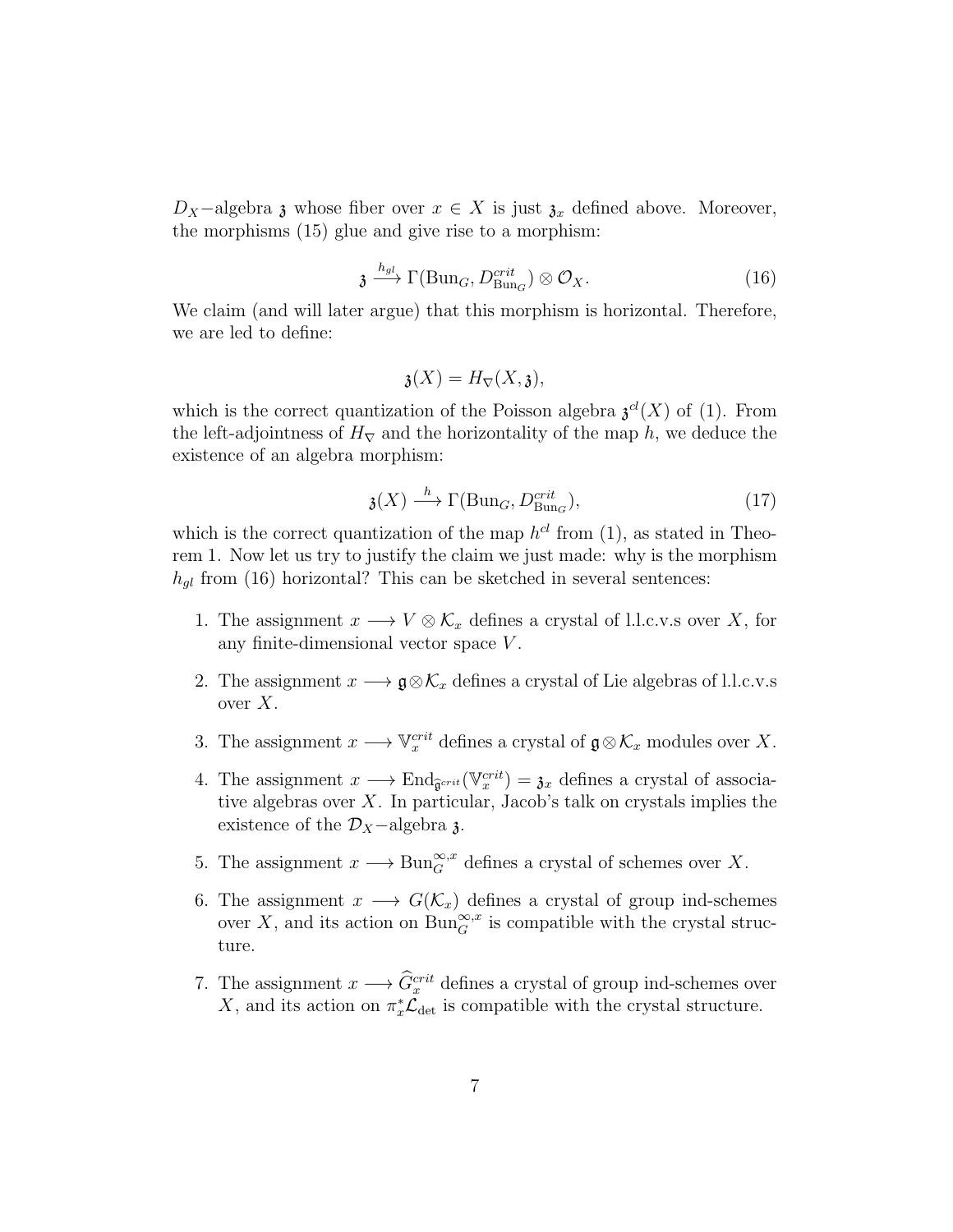$D_X$−algebra $\mathfrak{z}$ whose fiber over $x \in X$ is just $\mathfrak{z}_x$ defined above. Moreover, the morphisms (15) glue and give rise to a morphism:

$$\mathfrak{z} \xrightarrow{h_{gl}} \Gamma(\mathrm{Bun}_G, D^{crit}_{\mathrm{Bun}_G}) \otimes \mathcal{O}_X. \tag{16}$$

We claim (and will later argue) that this morphism is horizontal. Therefore, we are led to define:

$$\mathfrak{z}(X) = H_\nabla(X, \mathfrak{z}),$$

which is the correct quantization of the Poisson algebra $\mathfrak{z}^{cl}(X)$ of (1). From the left-adjointness of $H_\nabla$ and the horizontality of the map $h$, we deduce the existence of an algebra morphism:

$$\mathfrak{z}(X) \xrightarrow{h} \Gamma(\mathrm{Bun}_G, D^{crit}_{\mathrm{Bun}_G}), \tag{17}$$

which is the correct quantization of the map $h^{cl}$ from (1), as stated in Theorem 1. Now let us try to justify the claim we just made: why is the morphism $h_{gl}$ from (16) horizontal? This can be sketched in several sentences:

1. The assignment $x \longrightarrow V \otimes \mathcal{K}_x$ defines a crystal of l.l.c.v.s over $X$, for any finite-dimensional vector space $V$.
2. The assignment $x \longrightarrow \mathfrak{g} \otimes \mathcal{K}_x$ defines a crystal of Lie algebras of l.l.c.v.s over $X$.
3. The assignment $x \longrightarrow \mathbb{V}^{crit}_x$ defines a crystal of $\mathfrak{g} \otimes \mathcal{K}_x$ modules over $X$.
4. The assignment $x \longrightarrow \mathrm{End}_{\widehat{\mathfrak{g}}^{crit}}(\mathbb{V}^{crit}_x) = \mathfrak{z}_x$ defines a crystal of associative algebras over $X$. In particular, Jacob's talk on crystals implies the existence of the $\mathcal{D}_X$−algebra $\mathfrak{z}$.
5. The assignment $x \longrightarrow \mathrm{Bun}^{\infty,x}_G$ defines a crystal of schemes over $X$.
6. The assignment $x \longrightarrow G(\mathcal{K}_x)$ defines a crystal of group ind-schemes over $X$, and its action on $\mathrm{Bun}^{\infty,x}_G$ is compatible with the crystal structure.
7. The assignment $x \longrightarrow \widehat{G}^{crit}_x$ defines a crystal of group ind-schemes over $X$, and its action on $\pi^*_x \mathcal{L}_{\det}$ is compatible with the crystal structure.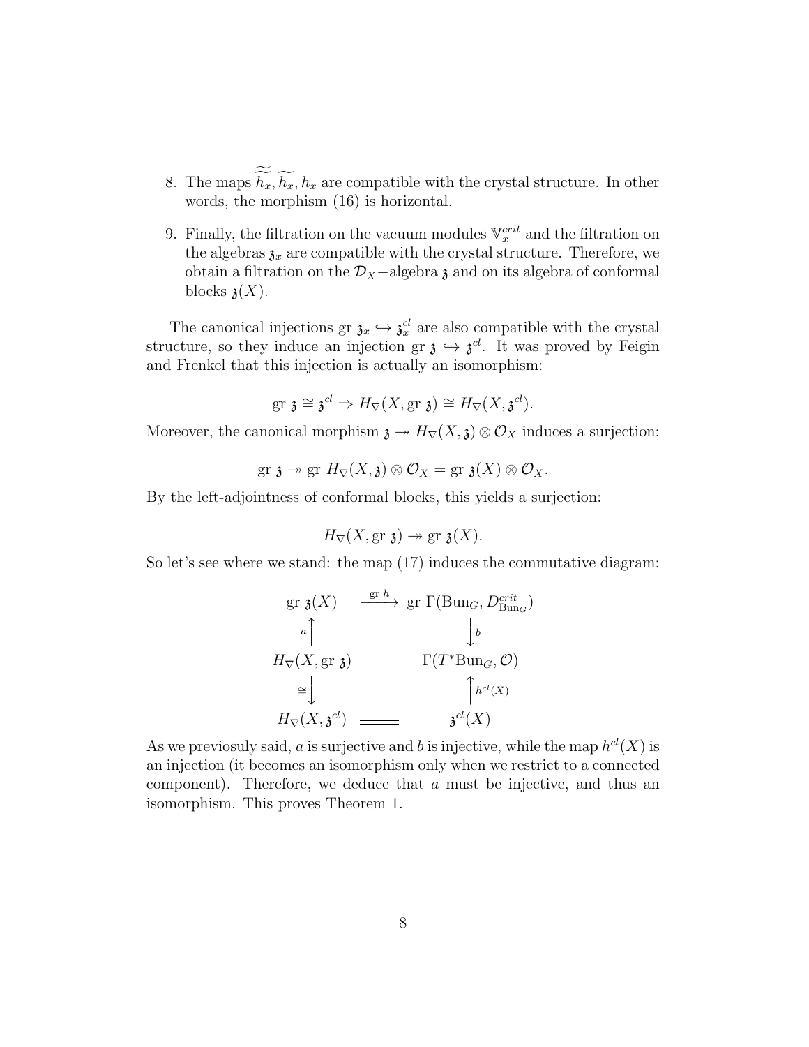8. The maps $\widetilde{\widetilde{h_x}}, \widetilde{h_x}, h_x$ are compatible with the crystal structure. In other words, the morphism (16) is horizontal.

9. Finally, the filtration on the vacuum modules $\mathbb{V}_x^{crit}$ and the filtration on the algebras $\mathfrak{z}_x$ are compatible with the crystal structure. Therefore, we obtain a filtration on the $\mathcal{D}_X-$algebra $\mathfrak{z}$ and on its algebra of conformal blocks $\mathfrak{z}(X)$.

The canonical injections $\text{gr } \mathfrak{z}_x \hookrightarrow \mathfrak{z}_x^{cl}$ are also compatible with the crystal structure, so they induce an injection $\text{gr } \mathfrak{z} \hookrightarrow \mathfrak{z}^{cl}$. It was proved by Feigin and Frenkel that this injection is actually an isomorphism:

$$\text{gr } \mathfrak{z} \cong \mathfrak{z}^{cl} \Rightarrow H_\nabla(X, \text{gr } \mathfrak{z}) \cong H_\nabla(X, \mathfrak{z}^{cl}).$$

Moreover, the canonical morphism $\mathfrak{z} \twoheadrightarrow H_\nabla(X, \mathfrak{z}) \otimes \mathcal{O}_X$ induces a surjection:

$$\text{gr } \mathfrak{z} \twoheadrightarrow \text{gr } H_\nabla(X, \mathfrak{z}) \otimes \mathcal{O}_X = \text{gr } \mathfrak{z}(X) \otimes \mathcal{O}_X.$$

By the left-adjointness of conformal blocks, this yields a surjection:

$$H_\nabla(X, \text{gr } \mathfrak{z}) \twoheadrightarrow \text{gr } \mathfrak{z}(X).$$

So let's see where we stand: the map (17) induces the commutative diagram:

$$\begin{array}{ccc}
\text{gr } \mathfrak{z}(X) & \xrightarrow{\text{gr } h} & \text{gr } \Gamma(\text{Bun}_G, D^{crit}_{\text{Bun}_G}) \\
{\scriptstyle a}\uparrow & & \downarrow{\scriptstyle b} \\
H_\nabla(X, \text{gr } \mathfrak{z}) & & \Gamma(T^*\text{Bun}_G, \mathcal{O}) \\
{\scriptstyle \cong}\downarrow & & \uparrow{\scriptstyle h^{cl}(X)} \\
H_\nabla(X, \mathfrak{z}^{cl}) & = & \mathfrak{z}^{cl}(X)
\end{array}$$

As we previosuly said, $a$ is surjective and $b$ is injective, while the map $h^{cl}(X)$ is an injection (it becomes an isomorphism only when we restrict to a connected component). Therefore, we deduce that $a$ must be injective, and thus an isomorphism. This proves Theorem 1.